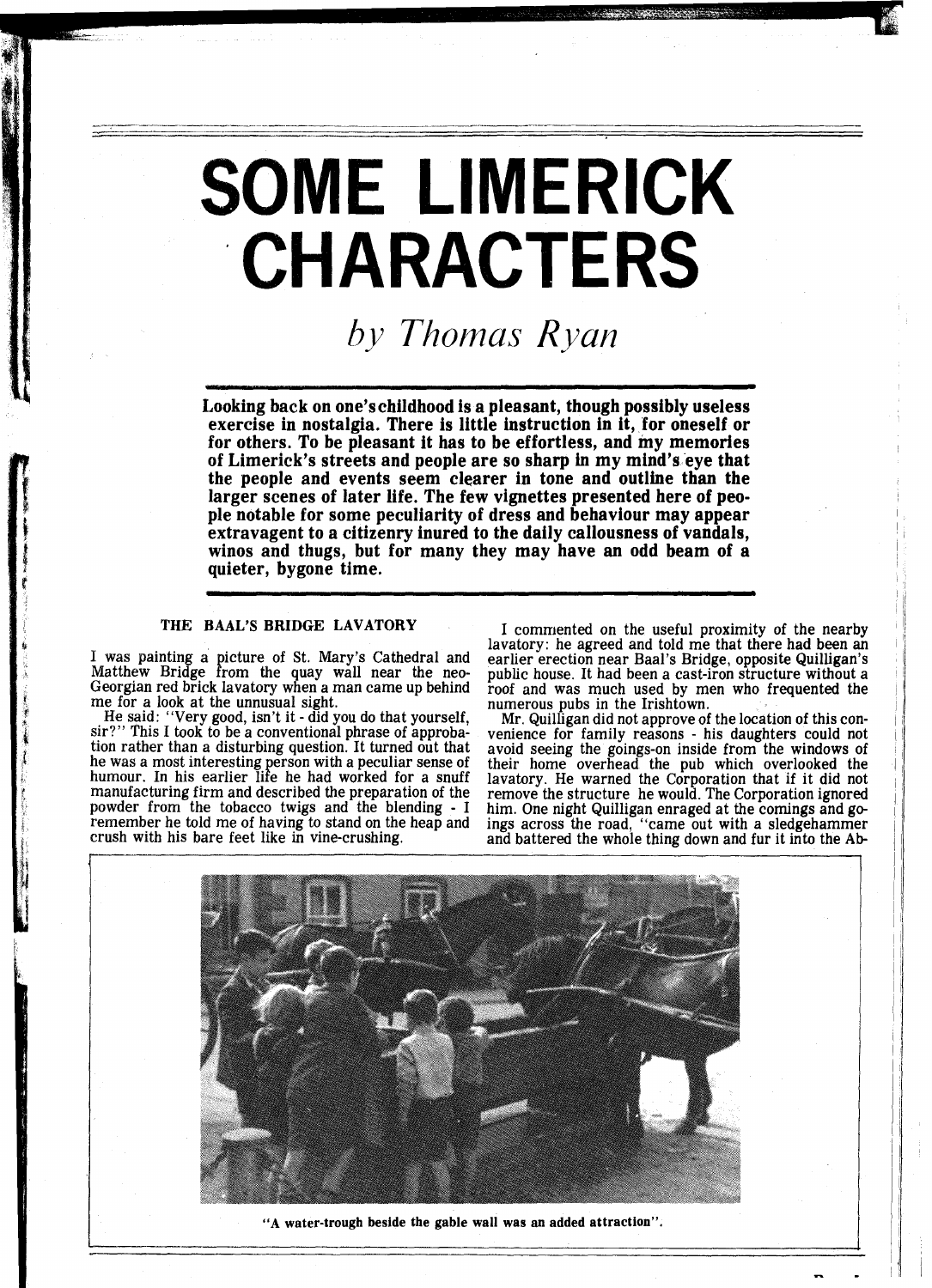# SOME LIMERICK CHARACTERS

*by Thomas Ryan*

**Looking back on one's childhood is a pleasant, though possibly useless exercise in nostalgia. There is little instruction in it, for oneself or for others. To be pleasant it has to be effortless, and my memories of Limerick's streets and people are so sharp in my mind's eye that the people and events seem clearer in tone and outline than the larger scenes of later life. The few vignettes presented here of people notable for some peculiarity of dress and behaviour may appear extravagent to a citizenry inured to the daily callousness of vandals, winos and thugs, but for many they may have an odd beam of a quieter, bygone time.**

### THE BAAL'S BRIDGE LAVATORY

I was painting a picture of St. Mary's Cathedral and Matthew Bridge from the quay wall near the neo-Georgian red brick lavatory when a man came up behind me for a look at the unnusual sight.

He said: "Very good, isn't it - did you do that yourself, sir?" This I took to be a conventional phrase of approbation rather than a disturbing question. It turned out that he was a most interesting person with a peculiar sense of humour. In his earlier life he had worked for a snuff manufacturing firm and described the preparation of the powder from the tobacco twigs and the blending - I remember he told me of having to stand on the heap and crush with his bare feet like in vine-crushing.

I commented on the useful proximity of the nearby lavatory: he agreed and told me that there had been an earlier erection near Baal's Bridge, opposite Quilligan's public house. It had been a cast-iron structure without a roof and was much used by men who frequented the numerous pubs in the Irishtown.

Mr. Quilligan did not approve of the location of this convenience for family reasons - his daughters could not avoid seeing the goings-on inside from the windows of their home overhead the pub which overlooked the lavatory. He warned the Corporation that if it did not remove the structure he would. The Corporation ignored him. One night Quilligan enraged at the comings and goings across the road, "came out with a sledgehammer and battered the whole thing down and fur it into the Ab-

"A water-trough beside the gable wall was an added attraction".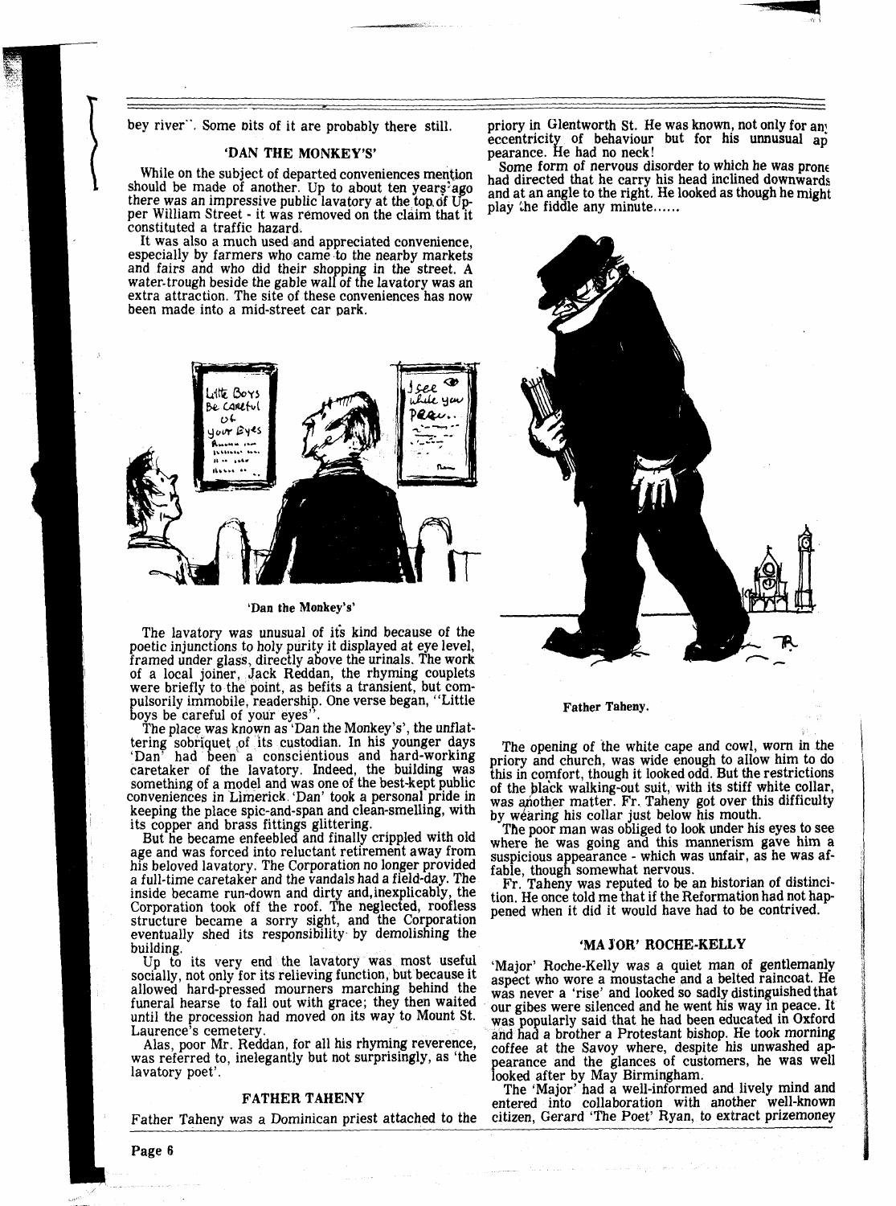bey river". Some bits of it are probably there still.

## 'DAN THE MONKEY'S'

While on the subject of departed conveniences mention should be made of another. Up to about ten years ago there was an impressive public lavatory at the top of Upper William Street - it was removed on the claim that it constituted a traffic hazard.

It was also a much used and appreciated convenience, especially by farmers who came to the nearby markets and fairs and who did their shopping in the street. A water-trough beside the gable wall of the lavatory was an extra attraction. The site of these conveniences has now been made into a mid-street car park.

'Dan the Monkey's'

The lavatory was unusual of its kind because of the poetic injunctions to holy purity it displayed at eye level, framed under glass, directly above the urinals. The work of a local joiner, Jack Reddan, the rhyming couplets were briefly to the point, as befits a transient, but compulsorily immobile, readership. One verse began, "Little boys be careful of your eyes".

The place was known as 'Dan the Monkey's', the unflattering sobriquet of its custodian. In his younger days 'Dan' had been a conscientious and hard-working caretaker of the lavatory. Indeed, the building was something of a model and was one of the best-kept public conveniences in Limerick. 'Dan' took a personal pride in keeping the place spic-and-span and clean-smelling, with its copper and brass fittings glittering.

But he became enfeebled and finally crippled with old age and was forced into reluctant retirement away from his beloved lavatory. The Corporation no longer provided a full-time caretaker and the vandals had a field-day. The inside became run-down and dirty and, inexplicably, the Corporation took off the roof. The neglected, roofless structure became a sorry sight, and the Corporation eventually shed its responsibility by demolishing the building.

Up to its very end the lavatory was most useful socially, not only for its relieving function, but because it allowed hard-pressed mourners marching behind the funeral hearse to fall out with grace; they then waited until the procession had moved on its way to Mount St. Laurence's cemetery.

Alas, poor Mr. Reddan, for all his rhyming reverence, was referred to, inelegantly but not surprisingly, as 'the lavatory poet'.

## FATHER TAHENY

Father Taheny was a Dominican priest attached to the priory in Glentworth St. He was known, not only for any eccentricity of behaviour but for his unusual appearance. He had no neck!

Some form of nervous disorder to which he was prone had directed that he carry his head inclined downwards and at an angle to the right. He looked as though he might play the fiddle any minute......

Father Taheny.

The opening of the white cape and cowl, worn in the priory and church, was wide enough to allow him to do this in comfort, though it looked odd. But the restrictions of the black walking-out suit, with its stiff white collar, was another matter. Fr. Taheny got over this difficulty by wearing his collar just below his mouth.

The poor man was obliged to look under his eyes to see where he was going and this mannerism gave him a suspicious appearance - which was unfair, as he was affable, though somewhat nervous.

Fr. Taheny was reputed to be an historian of distinction. He once told me that if the Reformation had not happened when it did it would have had to be contrived.

## 'MAJOR' ROCHE-KELLY

'Major' Roche-Kelly was a quiet man of gentlemanly aspect who wore a moustache and a belted raincoat. He was never a 'rise' and looked so sadly distinguished that our gibes were silenced and he went his way in peace. It was popularly said that he had been educated in Oxford and had a brother a Protestant bishop. He took morning coffee at the Savoy where, despite his unwashed appearance and the glances of customers, he was well looked after by May Birmingham.

The 'Major' had a well-informed and lively mind and entered into collaboration with another well-known citizen, Gerard 'The Poet' Ryan, to extract prizemoney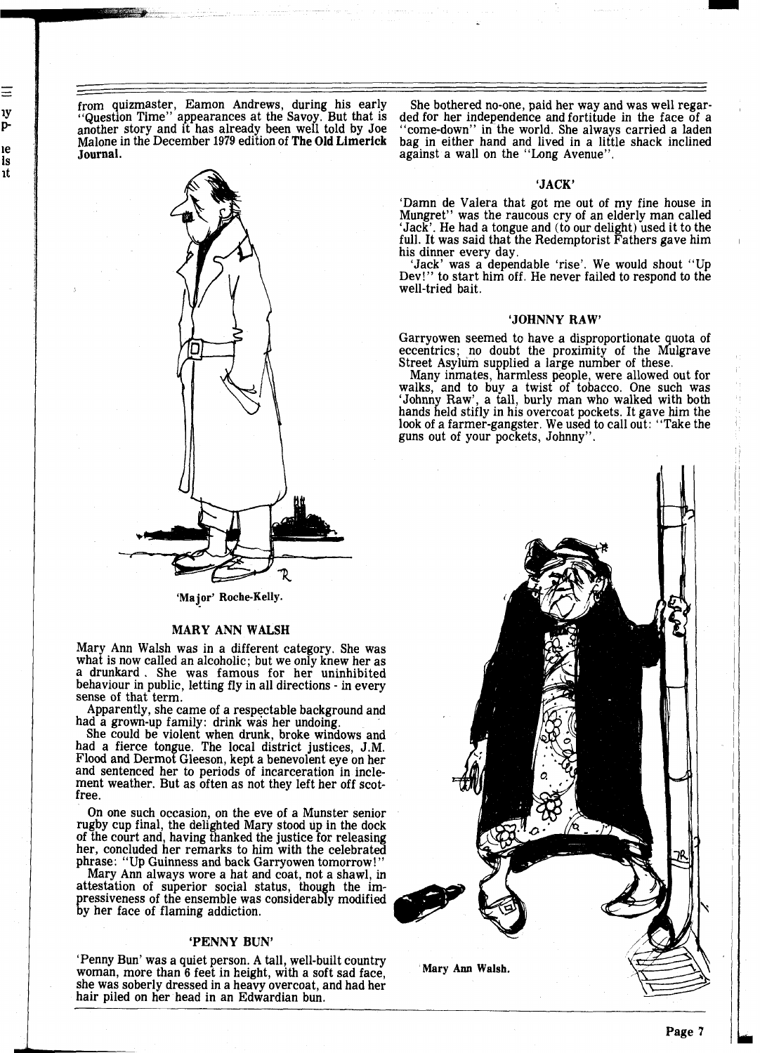from quizmaster, Eamon Andrews, during his early "Question Time" appearances at the Savoy. But that is another story and it has already been well told by Joe Malone in the December 1979 edition of **The Old Limerick Journal.**

'Major' Roche-Kelly.

### MARY ANN WALSH

Mary Ann Walsh was in a different category. She was what is now called an alcoholic; but we only knew her as a drunkard . She was famous for her uninhibited behaviour in public, letting fly in all directions - in every sense of that term.

Apparently, she came of a respectable background and had a grown-up family: drink was her undoing.

She could be violent when drunk, broke windows and had a fierce tongue. The local district justices, J.M. Flood and Dermot Gleeson, kept a benevolent eye on her and sentenced her to periods of incarceration in inclement weather. But as often as not they left her off scot-free.

On one such occasion, on the eve of a Munster senior rugby cup final, the delighted Mary stood up in the dock of the court and, having thanked the justice for releasing her, concluded her remarks to him with the celebrated phrase: "Up Guinness and back Garryowen tomorrow!"

Mary Ann always wore a hat and coat, not a shawl, in attestation of superior social status, though the impressiveness of the ensemble was considerably modified by her face of flaming addiction.

### 'PENNY BUN'

'Penny Bun' was a quiet person. A tall, well-built country woman, more than 6 feet in height, with a soft sad face, she was soberly dressed in a heavy overcoat, and had her hair piled on her head in an Edwardian bun.

She bothered no-one, paid her way and was well regarded for her independence and fortitude in the face of a "come-down" in the world. She always carried a laden bag in either hand and lived in a little shack inclined against a wall on the "Long Avenue".

### 'JACK'

'Damn de Valera that got me out of my fine house in Mungret" was the raucous cry of an elderly man called 'Jack'. He had a tongue and (to our delight) used it to the full. It was said that the Redemptorist Fathers gave him his dinner every day.

'Jack' was a dependable 'rise'. We would shout "Up Dev!" to start him off. He never failed to respond to the well-tried bait.

### 'JOHNNY RAW'

Garryowen seemed to have a disproportionate quota of eccentrics; no doubt the proximity of the Mulgrave Street Asylum supplied a large number of these.

Many inmates, harmless people, were allowed out for walks, and to buy a twist of tobacco. One such was 'Johnny Raw', a tall, burly man who walked with both hands held stifly in his overcoat pockets. It gave him the look of a farmer-gangster. We used to call out: "Take the guns out of your pockets, Johnny".

Mary Ann Walsh.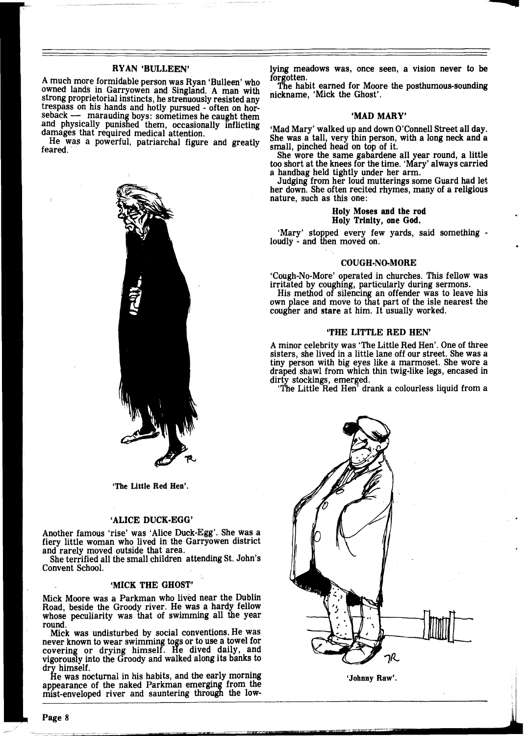### RYAN 'BULLEEN'

A much more formidable person was Ryan 'Bulleen' who owned lands in Garryowen and Singland. A man with strong proprietorial instincts, he strenuously resisted any trespass on his hands and hotly pursued - often on horseback — marauding boys: sometimes he caught them and physically punished them, occasionally inflicting damages that required medical attention.

He was a powerful, patriarchal figure and greatly feared.

'The Little Red Hen'.

### 'ALICE DUCK-EGG'

Another famous 'rise' was 'Alice Duck-Egg'. She was a fiery little woman who lived in the Garryowen district and rarely moved outside that area.

She terrified all the small children attending St. John's Convent School.

### 'MICK THE GHOST'

Mick Moore was a Parkman who lived near the Dublin Road, beside the Groody river. He was a hardy fellow whose peculiarity was that of swimming all the year round.

Mick was undisturbed by social conventions. He was never known to wear swimming togs or to use a towel for covering or drying himself. He dived daily, and vigorously into the Groody and walked along its banks to dry himself.

He was nocturnal in his habits, and the early morning appearance of the naked Parkman emerging from the mist-enveloped river and sauntering through the low-lying meadows was, once seen, a vision never to be forgotten.

The habit earned for Moore the posthumous-sounding nickname, 'Mick the Ghost'.

### 'MAD MARY'

'Mad Mary' walked up and down O'Connell Street all day. She was a tall, very thin person, with a long neck and a small, pinched head on top of it.

She wore the same gabardene all year round, a little too short at the knees for the time. 'Mary' always carried a handbag held tightly under her arm.

Judging from her loud mutterings some Guard had let her down. She often recited rhymes, many of a religious nature, such as this one:

**Holy Moses and the rod**
**Holy Trinity, one God.**

'Mary' stopped every few yards, said something - loudly - and then moved on.

### COUGH-NO-MORE

'Cough-No-More' operated in churches. This fellow was irritated by coughing, particularly during sermons.

His method of silencing an offender was to leave his own place and move to that part of the isle nearest the cougher and **stare** at him. It usually worked.

### 'THE LITTLE RED HEN'

A minor celebrity was 'The Little Red Hen'. One of three sisters, she lived in a little lane off our street. She was a tiny person with big eyes like a marmoset. She wore a draped shawl from which thin twig-like legs, encased in dirty stockings, emerged.

'The Little Red Hen' drank a colourless liquid from a

'Johnny Raw'.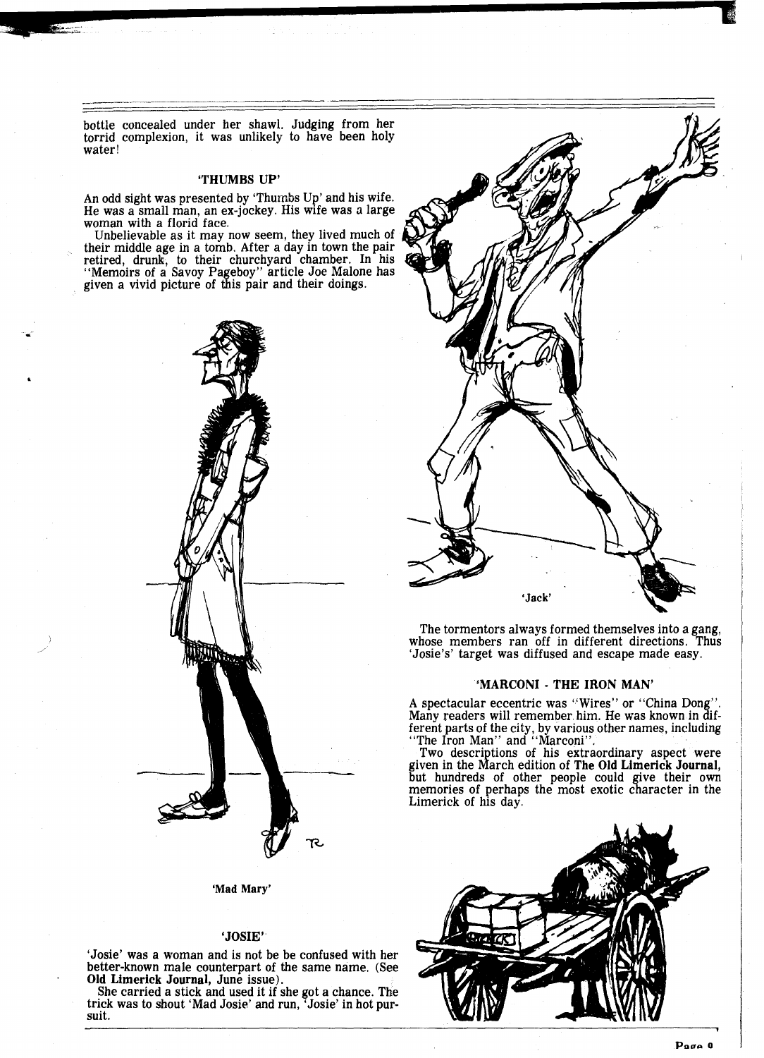bottle concealed under her shawl. Judging from her torrid complexion, it was unlikely to have been holy water!

### 'THUMBS UP'

An odd sight was presented by 'Thumbs Up' and his wife. He was a small man, an ex-jockey. His wife was a large woman with a florid face.

Unbelievable as it may now seem, they lived much of their middle age in a tomb. After a day in town the pair retired, drunk, to their churchyard chamber. In his "Memoirs of a Savoy Pageboy" article Joe Malone has given a vivid picture of this pair and their doings.

'Mad Mary'

### 'JOSIE'

'Josie' was a woman and is not be be confused with her better-known male counterpart of the same name. (See **Old Limerick Journal,** June issue).

She carried a stick and used it if she got a chance. The trick was to shout 'Mad Josie' and run, 'Josie' in hot pursuit.

'Jack'

The tormentors always formed themselves into a gang, whose members ran off in different directions. Thus 'Josie's' target was diffused and escape made easy.

### 'MARCONI - THE IRON MAN'

A spectacular eccentric was "Wires" or "China Dong". Many readers will remember him. He was known in different parts of the city, by various other names, including "The Iron Man" and "Marconi".

Two descriptions of his extraordinary aspect were given in the March edition of **The Old Limerick Journal,** but hundreds of other people could give their own memories of perhaps the most exotic character in the Limerick of his day.